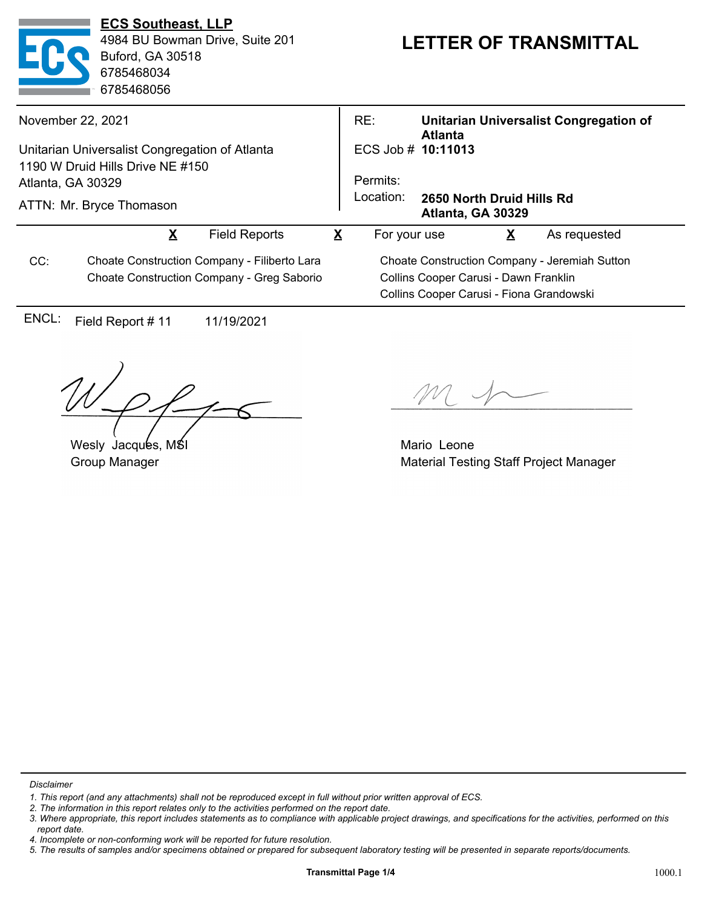**ECS Southeast, LLP**
4984 BU Bowman Drive, Suite 201
Buford, GA 30518
6785468034
6785468056

# LETTER OF TRANSMITTAL

November 22, 2021

Unitarian Universalist Congregation of Atlanta
1190 W Druid Hills Drive NE #150
Atlanta, GA 30329

ATTN: Mr. Bryce Thomason

RE: **Unitarian Universalist Congregation of Atlanta**
ECS Job # **10:11013**
Permits:
Location: **2650 North Druid Hills Rd Atlanta, GA 30329**

**X** Field Reports  **X** For your use  **X** As requested

CC:
Choate Construction Company - Filiberto Lara
Choate Construction Company - Greg Saborio
Choate Construction Company - Jeremiah Sutton
Collins Cooper Carusi - Dawn Franklin
Collins Cooper Carusi - Fiona Grandowski

ENCL: Field Report # 11  11/19/2021

Wesly Jacques, MSI
Group Manager

Mario Leone
Material Testing Staff Project Manager

*Disclaimer*

1. *This report (and any attachments) shall not be reproduced except in full without prior written approval of ECS.*
2. *The information in this report relates only to the activities performed on the report date.*
3. *Where appropriate, this report includes statements as to compliance with applicable project drawings, and specifications for the activities, performed on this report date.*
4. *Incomplete or non-conforming work will be reported for future resolution.*
5. *The results of samples and/or specimens obtained or prepared for subsequent laboratory testing will be presented in separate reports/documents.*

1000.1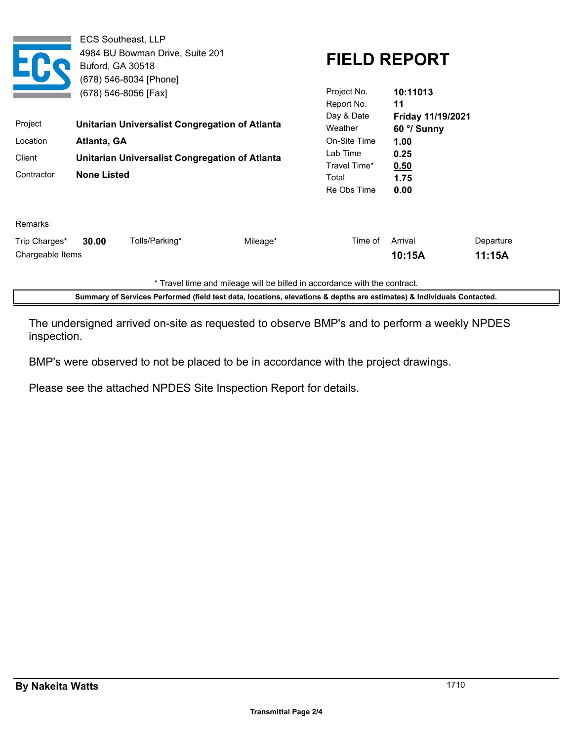ECS Southeast, LLP
4984 BU Bowman Drive, Suite 201
Buford, GA 30518
(678) 546-8034 [Phone]
(678) 546-8056 [Fax]

# FIELD REPORT

| | |
|---|---|
| Project No. | **10:11013** |
| Report No. | **11** |
| Day & Date | **Friday 11/19/2021** |
| Weather | **60 °/ Sunny** |
| On-Site Time | **1.00** |
| Lab Time | **0.25** |
| Travel Time* | **0.50** |
| Total | **1.75** |
| Re Obs Time | **0.00** |

| | |
|---|---|
| Project | **Unitarian Universalist Congregation of Atlanta** |
| Location | **Atlanta, GA** |
| Client | **Unitarian Universalist Congregation of Atlanta** |
| Contractor | **None Listed** |

Remarks

| Trip Charges* | Tolls/Parking* | Mileage* | Time of Arrival | Departure |
|---|---|---|---|---|
| **30.00** | | | **10:15A** | **11:15A** |

Chargeable Items

\* Travel time and mileage will be billed in accordance with the contract.

**Summary of Services Performed (field test data, locations, elevations & depths are estimates) & Individuals Contacted.**

The undersigned arrived on-site as requested to observe BMP's and to perform a weekly NPDES inspection.

BMP's were observed to not be placed to be in accordance with the project drawings.

Please see the attached NPDES Site Inspection Report for details.

**By Nakeita Watts** 1710

**Transmittal Page 2/4**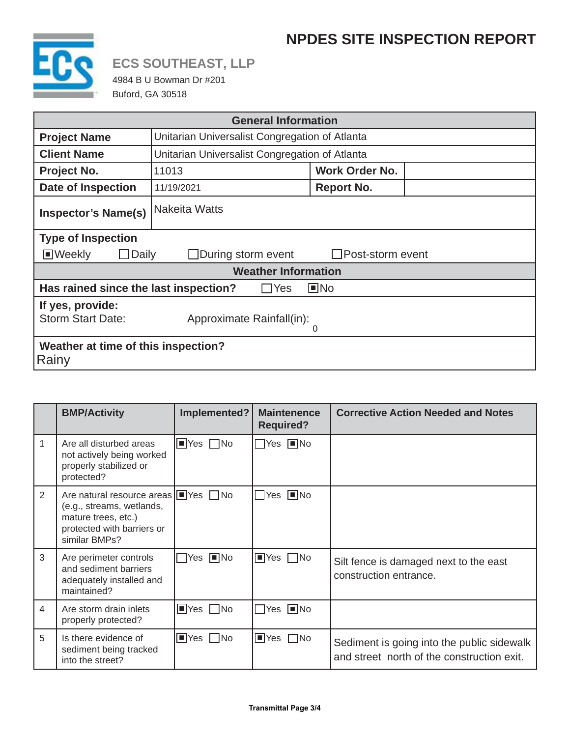# NPDES SITE INSPECTION REPORT

**ECS SOUTHEAST, LLP**

4984 B U Bowman Dr #201
Buford, GA 30518

| General Information | | | |
|---|---|---|---|
| **Project Name** | Unitarian Universalist Congregation of Atlanta | | |
| **Client Name** | Unitarian Universalist Congregation of Atlanta | | |
| **Project No.** | 11013 | **Work Order No.** | |
| **Date of Inspection** | 11/19/2021 | **Report No.** | |
| **Inspector's Name(s)** | Nakeita Watts | | |

**Type of Inspection**

☒ Weekly ☐ Daily ☐ During storm event ☐ Post-storm event

**Weather Information**

**Has rained since the last inspection?** ☐ Yes ☒ No

**If yes, provide:**

Storm Start Date: Approximate Rainfall(in): 0

**Weather at time of this inspection?**

Rainy

| | BMP/Activity | Implemented? | Maintenence Required? | Corrective Action Needed and Notes |
|---|---|---|---|---|
| 1 | Are all disturbed areas not actively being worked properly stabilized or protected? | ☒ Yes ☐ No | ☐ Yes ☒ No | |
| 2 | Are natural resource areas (e.g., streams, wetlands, mature trees, etc.) protected with barriers or similar BMPs? | ☒ Yes ☐ No | ☐ Yes ☒ No | |
| 3 | Are perimeter controls and sediment barriers adequately installed and maintained? | ☐ Yes ☒ No | ☒ Yes ☐ No | Silt fence is damaged next to the east construction entrance. |
| 4 | Are storm drain inlets properly protected? | ☒ Yes ☐ No | ☐ Yes ☒ No | |
| 5 | Is there evidence of sediment being tracked into the street? | ☒ Yes ☐ No | ☒ Yes ☐ No | Sediment is going into the public sidewalk and street north of the construction exit. |

**Transmittal Page 3/4**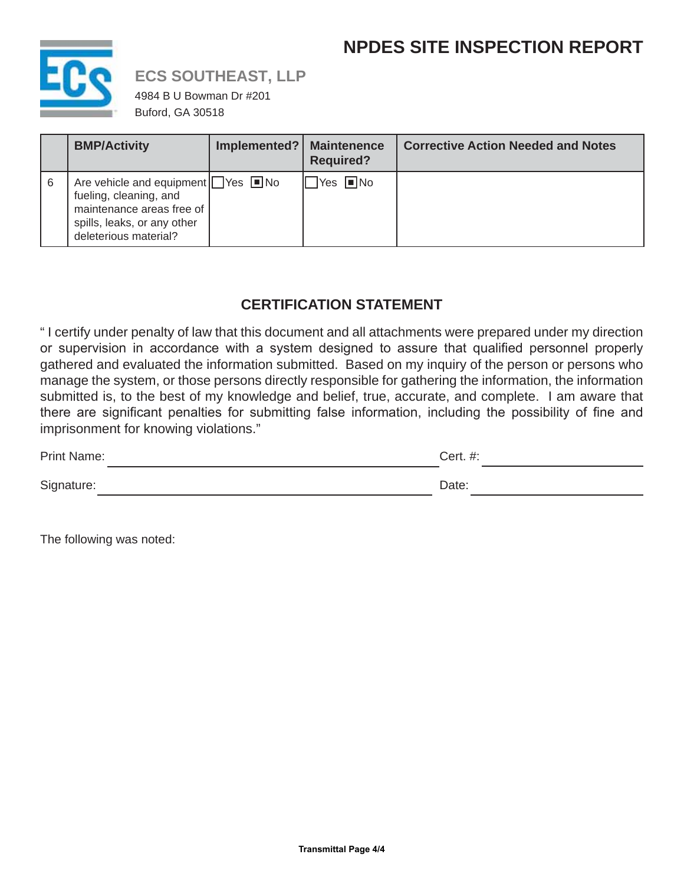# NPDES SITE INSPECTION REPORT

**ECS SOUTHEAST, LLP**

4984 B U Bowman Dr #201
Buford, GA 30518

| | BMP/Activity | Implemented? | Maintenence Required? | Corrective Action Needed and Notes |
|---|---|---|---|---|
| 6 | Are vehicle and equipment fueling, cleaning, and maintenance areas free of spills, leaks, or any other deleterious material? | ☐ Yes ■ No | ☐ Yes ■ No | |

## CERTIFICATION STATEMENT

" I certify under penalty of law that this document and all attachments were prepared under my direction or supervision in accordance with a system designed to assure that qualified personnel properly gathered and evaluated the information submitted. Based on my inquiry of the person or persons who manage the system, or those persons directly responsible for gathering the information, the information submitted is, to the best of my knowledge and belief, true, accurate, and complete. I am aware that there are significant penalties for submitting false information, including the possibility of fine and imprisonment for knowing violations."

Print Name: ______________________________ Cert. #: ______________

Signature: ______________________________ Date: ______________

The following was noted:

**Transmittal Page 4/4**